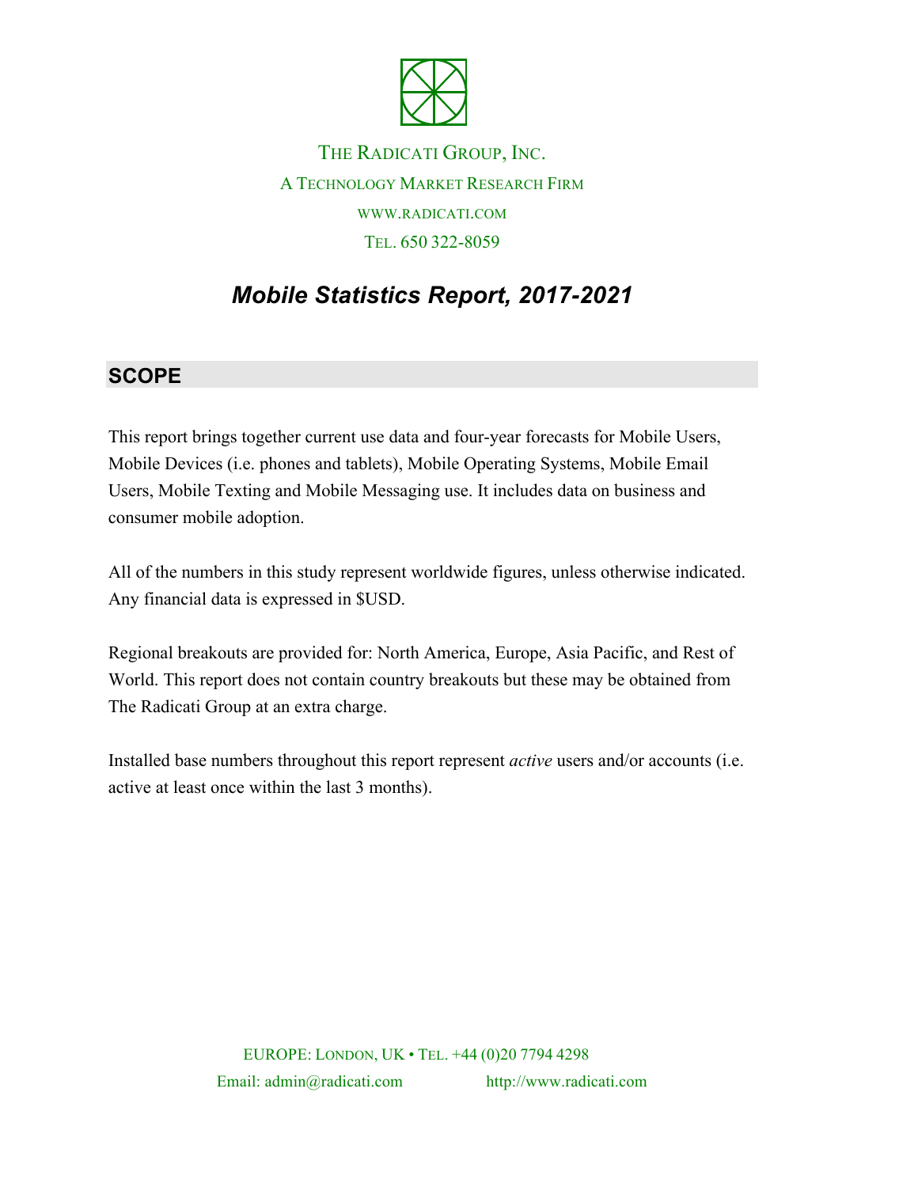THE RADICATI GROUP, INC.

A TECHNOLOGY MARKET RESEARCH FIRM

WWW.RADICATI.COM

TEL. 650 322-8059

# *Mobile Statistics Report, 2017-2021*

## SCOPE

This report brings together current use data and four-year forecasts for Mobile Users, Mobile Devices (i.e. phones and tablets), Mobile Operating Systems, Mobile Email Users, Mobile Texting and Mobile Messaging use. It includes data on business and consumer mobile adoption.

All of the numbers in this study represent worldwide figures, unless otherwise indicated. Any financial data is expressed in $USD.

Regional breakouts are provided for: North America, Europe, Asia Pacific, and Rest of World. This report does not contain country breakouts but these may be obtained from The Radicati Group at an extra charge.

Installed base numbers throughout this report represent *active* users and/or accounts (i.e. active at least once within the last 3 months).

EUROPE: LONDON, UK • TEL. +44 (0)20 7794 4298

Email: admin@radicati.com http://www.radicati.com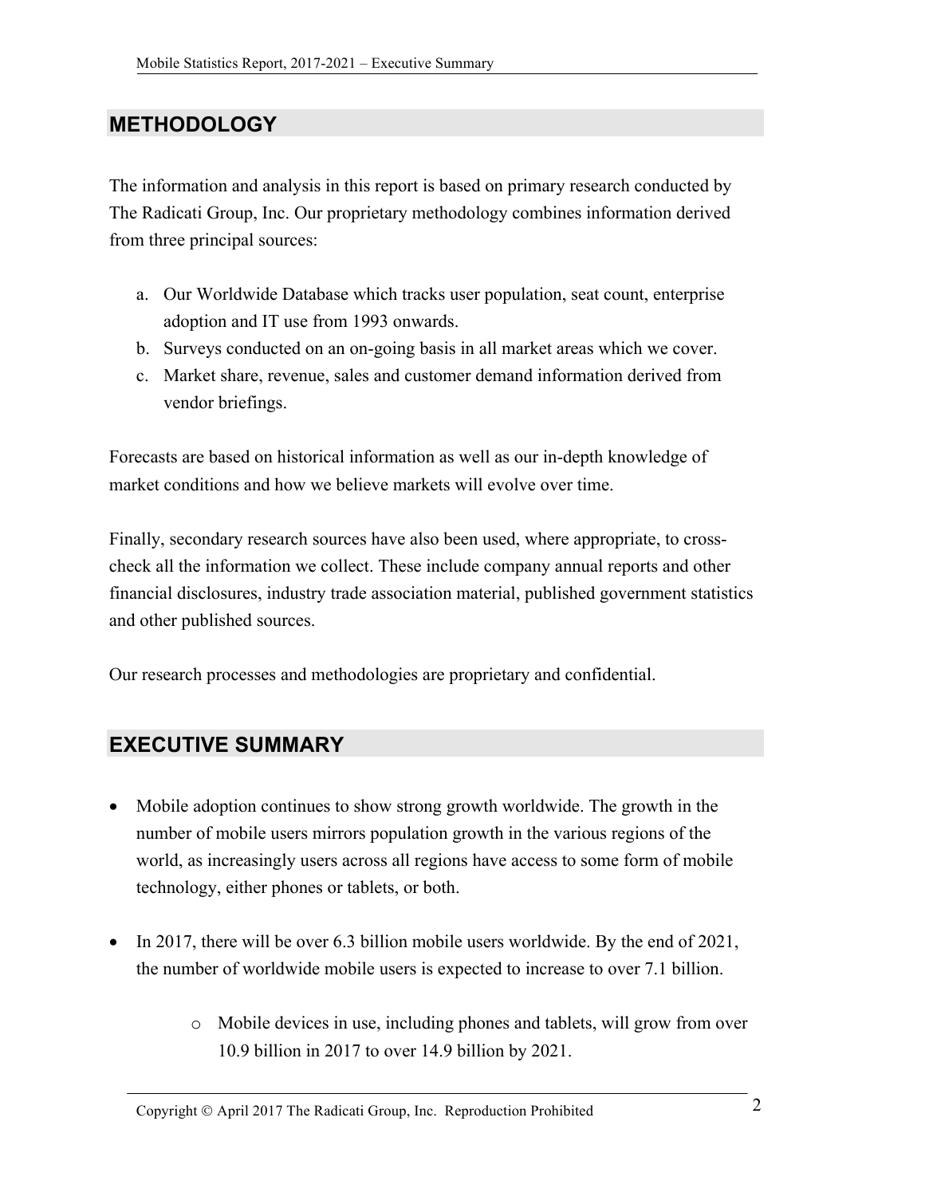## METHODOLOGY

The information and analysis in this report is based on primary research conducted by The Radicati Group, Inc. Our proprietary methodology combines information derived from three principal sources:

a. Our Worldwide Database which tracks user population, seat count, enterprise adoption and IT use from 1993 onwards.
b. Surveys conducted on an on-going basis in all market areas which we cover.
c. Market share, revenue, sales and customer demand information derived from vendor briefings.

Forecasts are based on historical information as well as our in-depth knowledge of market conditions and how we believe markets will evolve over time.

Finally, secondary research sources have also been used, where appropriate, to cross-check all the information we collect. These include company annual reports and other financial disclosures, industry trade association material, published government statistics and other published sources.

Our research processes and methodologies are proprietary and confidential.

## EXECUTIVE SUMMARY

- Mobile adoption continues to show strong growth worldwide. The growth in the number of mobile users mirrors population growth in the various regions of the world, as increasingly users across all regions have access to some form of mobile technology, either phones or tablets, or both.

- In 2017, there will be over 6.3 billion mobile users worldwide. By the end of 2021, the number of worldwide mobile users is expected to increase to over 7.1 billion.

    - Mobile devices in use, including phones and tablets, will grow from over 10.9 billion in 2017 to over 14.9 billion by 2021.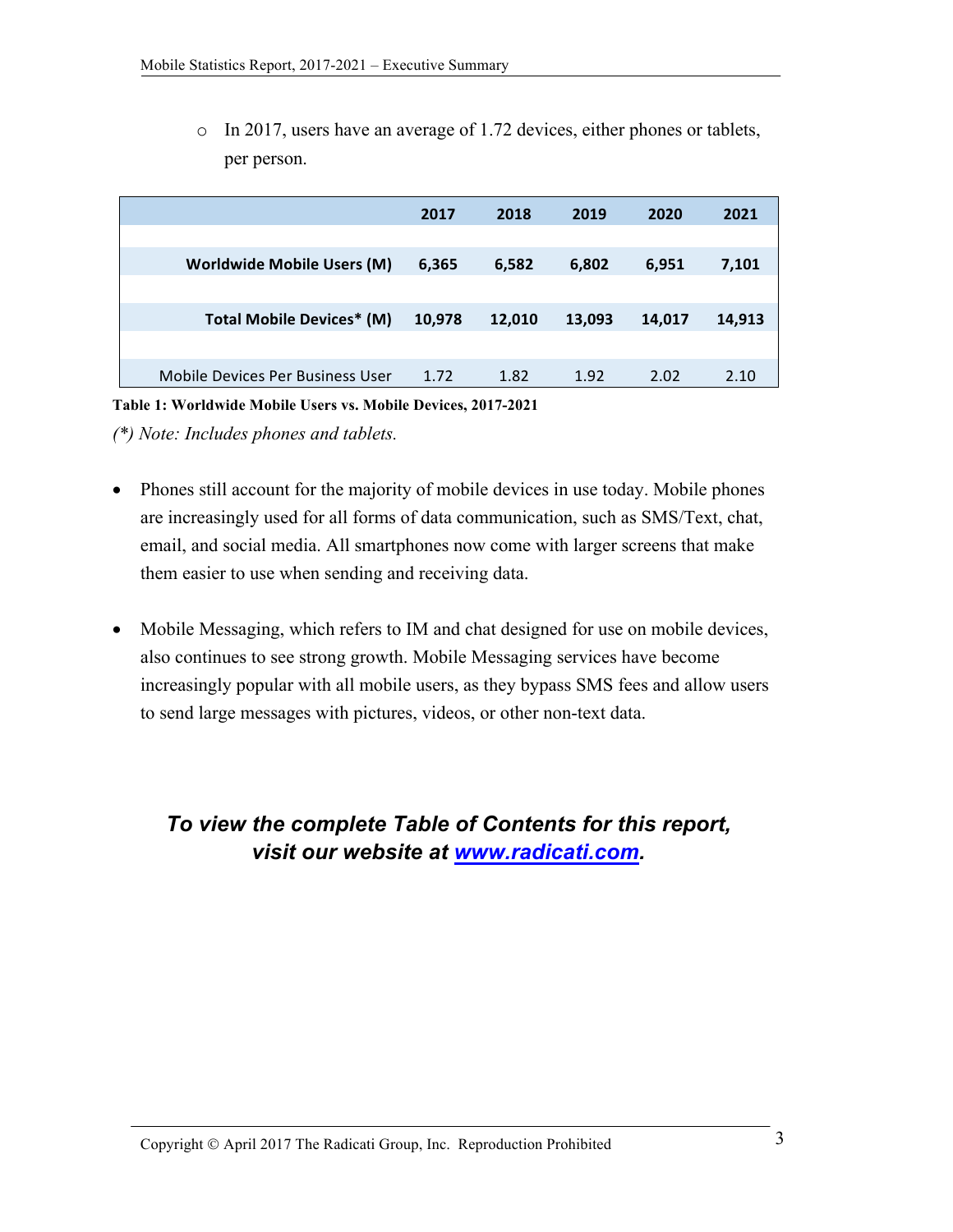- In 2017, users have an average of 1.72 devices, either phones or tablets, per person.

| | 2017 | 2018 | 2019 | 2020 | 2021 |
|---|---|---|---|---|---|
| **Worldwide Mobile Users (M)** | **6,365** | **6,582** | **6,802** | **6,951** | **7,101** |
| **Total Mobile Devices\* (M)** | **10,978** | **12,010** | **13,093** | **14,017** | **14,913** |
| Mobile Devices Per Business User | 1.72 | 1.82 | 1.92 | 2.02 | 2.10 |

**Table 1: Worldwide Mobile Users vs. Mobile Devices, 2017-2021**

*(\*) Note: Includes phones and tablets.*

- Phones still account for the majority of mobile devices in use today. Mobile phones are increasingly used for all forms of data communication, such as SMS/Text, chat, email, and social media. All smartphones now come with larger screens that make them easier to use when sending and receiving data.

- Mobile Messaging, which refers to IM and chat designed for use on mobile devices, also continues to see strong growth. Mobile Messaging services have become increasingly popular with all mobile users, as they bypass SMS fees and allow users to send large messages with pictures, videos, or other non-text data.

***To view the complete Table of Contents for this report, visit our website at [www.radicati.com](http://www.radicati.com).***

Copyright © April 2017 The Radicati Group, Inc. Reproduction Prohibited